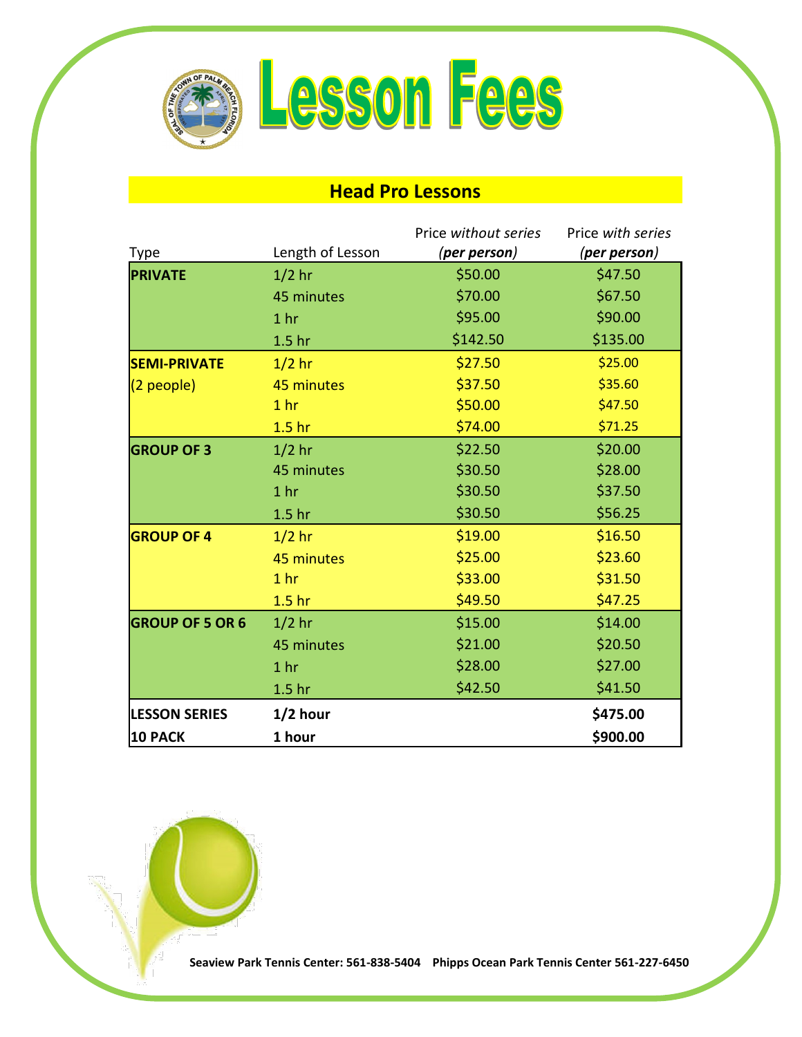# Lesson Fees

## Head Pro Lessons

| Type | Length of Lesson | Price *without series* ***(per person)*** | Price *with series* ***(per person)*** |
|---|---|---|---|
| **PRIVATE** | 1/2 hr | $50.00 | $47.50 |
| | 45 minutes | $70.00 | $67.50 |
| | 1 hr | $95.00 | $90.00 |
| | 1.5 hr | $142.50 | $135.00 |
| **SEMI-PRIVATE** | 1/2 hr | $27.50 | $25.00 |
| (2 people) | 45 minutes | $37.50 | $35.60 |
| | 1 hr | $50.00 | $47.50 |
| | 1.5 hr | $74.00 | $71.25 |
| **GROUP OF 3** | 1/2 hr | $22.50 | $20.00 |
| | 45 minutes | $30.50 | $28.00 |
| | 1 hr | $30.50 | $37.50 |
| | 1.5 hr | $30.50 | $56.25 |
| **GROUP OF 4** | 1/2 hr | $19.00 | $16.50 |
| | 45 minutes | $25.00 | $23.60 |
| | 1 hr | $33.00 | $31.50 |
| | 1.5 hr | $49.50 | $47.25 |
| **GROUP OF 5 OR 6** | 1/2 hr | $15.00 | $14.00 |
| | 45 minutes | $21.00 | $20.50 |
| | 1 hr | $28.00 | $27.00 |
| | 1.5 hr | $42.50 | $41.50 |
| **LESSON SERIES** | **1/2 hour** | | **$475.00** |
| **10 PACK** | **1 hour** | | **$900.00** |

**Seaview Park Tennis Center: 561-838-5404    Phipps Ocean Park Tennis Center 561-227-6450**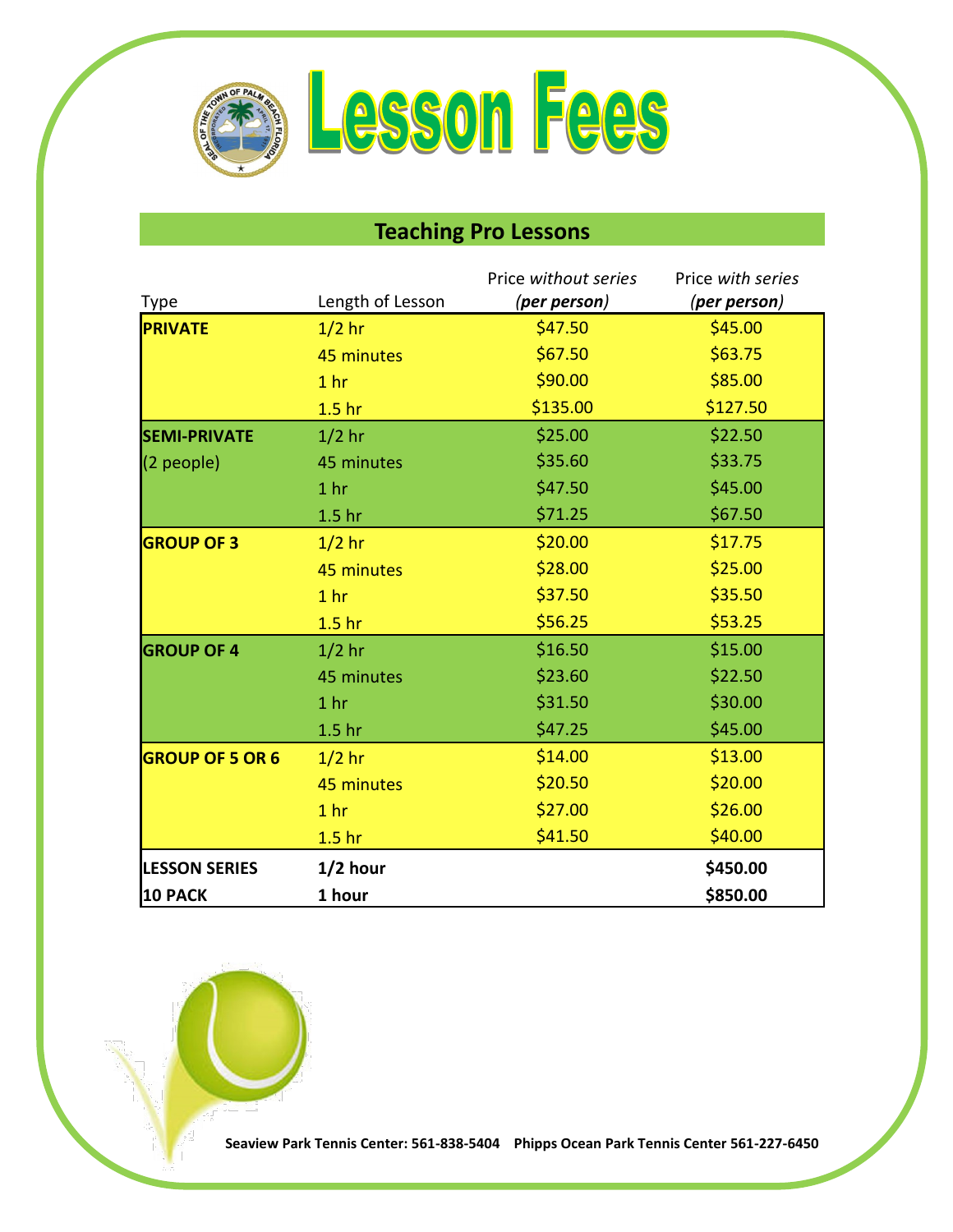# Lesson Fees

## Teaching Pro Lessons

| Type | Length of Lesson | Price *without series* ***(per person)*** | Price *with series* ***(per person)*** |
|---|---|---|---|
| **PRIVATE** | 1/2 hr | $47.50 | $45.00 |
| | 45 minutes | $67.50 | $63.75 |
| | 1 hr | $90.00 | $85.00 |
| | 1.5 hr | $135.00 | $127.50 |
| **SEMI-PRIVATE** | 1/2 hr | $25.00 | $22.50 |
| (2 people) | 45 minutes | $35.60 | $33.75 |
| | 1 hr | $47.50 | $45.00 |
| | 1.5 hr | $71.25 | $67.50 |
| **GROUP OF 3** | 1/2 hr | $20.00 | $17.75 |
| | 45 minutes | $28.00 | $25.00 |
| | 1 hr | $37.50 | $35.50 |
| | 1.5 hr | $56.25 | $53.25 |
| **GROUP OF 4** | 1/2 hr | $16.50 | $15.00 |
| | 45 minutes | $23.60 | $22.50 |
| | 1 hr | $31.50 | $30.00 |
| | 1.5 hr | $47.25 | $45.00 |
| **GROUP OF 5 OR 6** | 1/2 hr | $14.00 | $13.00 |
| | 45 minutes | $20.50 | $20.00 |
| | 1 hr | $27.00 | $26.00 |
| | 1.5 hr | $41.50 | $40.00 |
| **LESSON SERIES** | **1/2 hour** | | **$450.00** |
| **10 PACK** | **1 hour** | | **$850.00** |

**Seaview Park Tennis Center: 561-838-5404    Phipps Ocean Park Tennis Center 561-227-6450**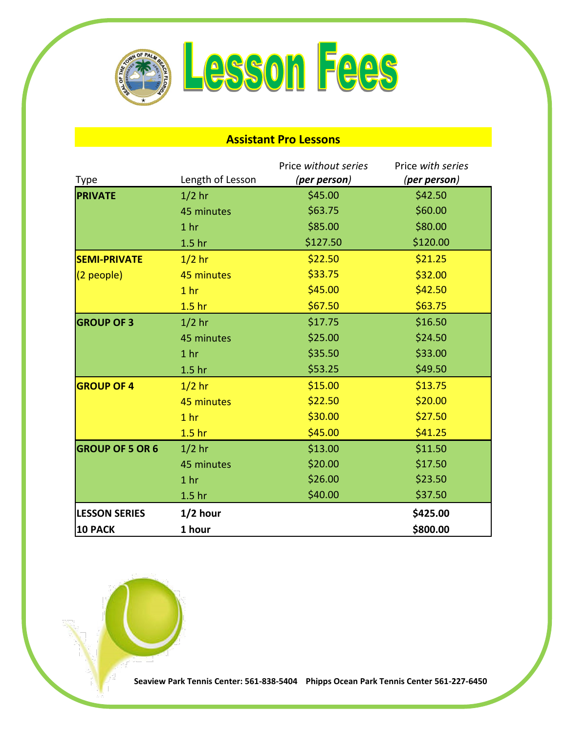# Lesson Fees

## Assistant Pro Lessons

| Type | Length of Lesson | Price *without series* ***(per person)*** | Price *with series* ***(per person)*** |
|---|---|---|---|
| **PRIVATE** | 1/2 hr | $45.00 | $42.50 |
| | 45 minutes | $63.75 | $60.00 |
| | 1 hr | $85.00 | $80.00 |
| | 1.5 hr | $127.50 | $120.00 |
| **SEMI-PRIVATE** | 1/2 hr | $22.50 | $21.25 |
| (2 people) | 45 minutes | $33.75 | $32.00 |
| | 1 hr | $45.00 | $42.50 |
| | 1.5 hr | $67.50 | $63.75 |
| **GROUP OF 3** | 1/2 hr | $17.75 | $16.50 |
| | 45 minutes | $25.00 | $24.50 |
| | 1 hr | $35.50 | $33.00 |
| | 1.5 hr | $53.25 | $49.50 |
| **GROUP OF 4** | 1/2 hr | $15.00 | $13.75 |
| | 45 minutes | $22.50 | $20.00 |
| | 1 hr | $30.00 | $27.50 |
| | 1.5 hr | $45.00 | $41.25 |
| **GROUP OF 5 OR 6** | 1/2 hr | $13.00 | $11.50 |
| | 45 minutes | $20.00 | $17.50 |
| | 1 hr | $26.00 | $23.50 |
| | 1.5 hr | $40.00 | $37.50 |
| **LESSON SERIES** | **1/2 hour** | | **$425.00** |
| **10 PACK** | **1 hour** | | **$800.00** |

**Seaview Park Tennis Center: 561-838-5404    Phipps Ocean Park Tennis Center 561-227-6450**